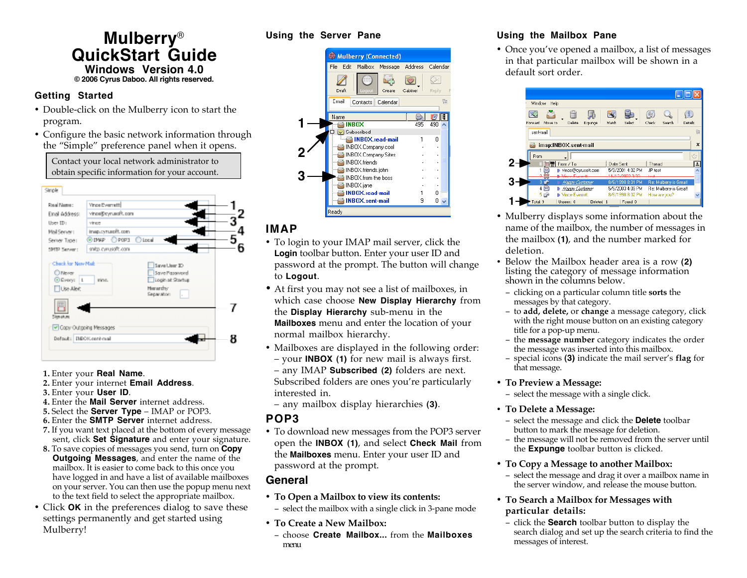# Mulberry®
# QuickStart Guide

**Windows Version 4.0**

**© 2006 Cyrus Daboo. All rights reserved.**

## Getting Started

- Double-click on the Mulberry icon to start the program.
- Configure the basic network information through the "Simple" preference panel when it opens.

> Contact your local network administrator to obtain specific information for your account.

1. Enter your **Real Name**.
2. Enter your internet **Email Address**.
3. Enter your **User ID**.
4. Enter the **Mail Server** internet address.
5. Select the **Server Type** – IMAP or POP3.
6. Enter the **SMTP Server** internet address.
7. If you want text placed at the bottom of every message sent, click **Set Signature** and enter your signature.
8. To save copies of messages you send, turn on **Copy Outgoing Messages**, and enter the name of the mailbox. It is easier to come back to this once you have logged in and have a list of available mailboxes on your server. You can then use the popup menu next to the text field to select the appropriate mailbox.

- Click **OK** in the preferences dialog to save these settings permanently and get started using Mulberry!

## Using the Server Pane

## IMAP

- To login to your IMAP mail server, click the **Login** toolbar button. Enter your user ID and password at the prompt. The button will change to **Logout**.
- At first you may not see a list of mailboxes, in which case choose **New Display Hierarchy** from the **Display Hierarchy** sub-menu in the **Mailboxes** menu and enter the location of your normal mailbox hierarchy.
- Mailboxes are displayed in the following order:
  – your **INBOX (1)** for new mail is always first.
  – any IMAP **Subscribed (2)** folders are next. Subscribed folders are ones you're particularly interested in.
  – any mailbox display hierarchies **(3)**.

## POP3

- To download new messages from the POP3 server open the **INBOX (1)**, and select **Check Mail** from the **Mailboxes** menu. Enter your user ID and password at the prompt.

## General

- **To Open a Mailbox to view its contents:**
  – select the mailbox with a single click in 3-pane mode
- **To Create a New Mailbox:**
  – choose **Create Mailbox...** from the **Mailboxes** menu

## Using the Mailbox Pane

- Once you've opened a mailbox, a list of messages in that particular mailbox will be shown in a default sort order.
- Mulberry displays some information about the name of the mailbox, the number of messages in the mailbox **(1)**, and the number marked for deletion.
- Below the Mailbox header area is a row **(2)** listing the category of message information shown in the columns below.
  – clicking on a particular column title **sorts** the messages by that category.
  – to **add, delete,** or **change** a message category, click with the right mouse button on an existing category title for a pop-up menu.
  – the **message number** category indicates the order the message was inserted into this mailbox.
  – special icons **(3)** indicate the mail server's **flag** for that message.

- **To Preview a Message:**
  – select the message with a single click.
- **To Delete a Message:**
  – select the message and click the **Delete** toolbar button to mark the message for deletion.
  – the message will not be removed from the server until the **Expunge** toolbar button is clicked.
- **To Copy a Message to another Mailbox:**
  – select the message and drag it over a mailbox name in the server window, and release the mouse button.
- **To Search a Mailbox for Messages with particular details:**
  – click the **Search** toolbar button to display the search dialog and set up the search criteria to find the messages of interest.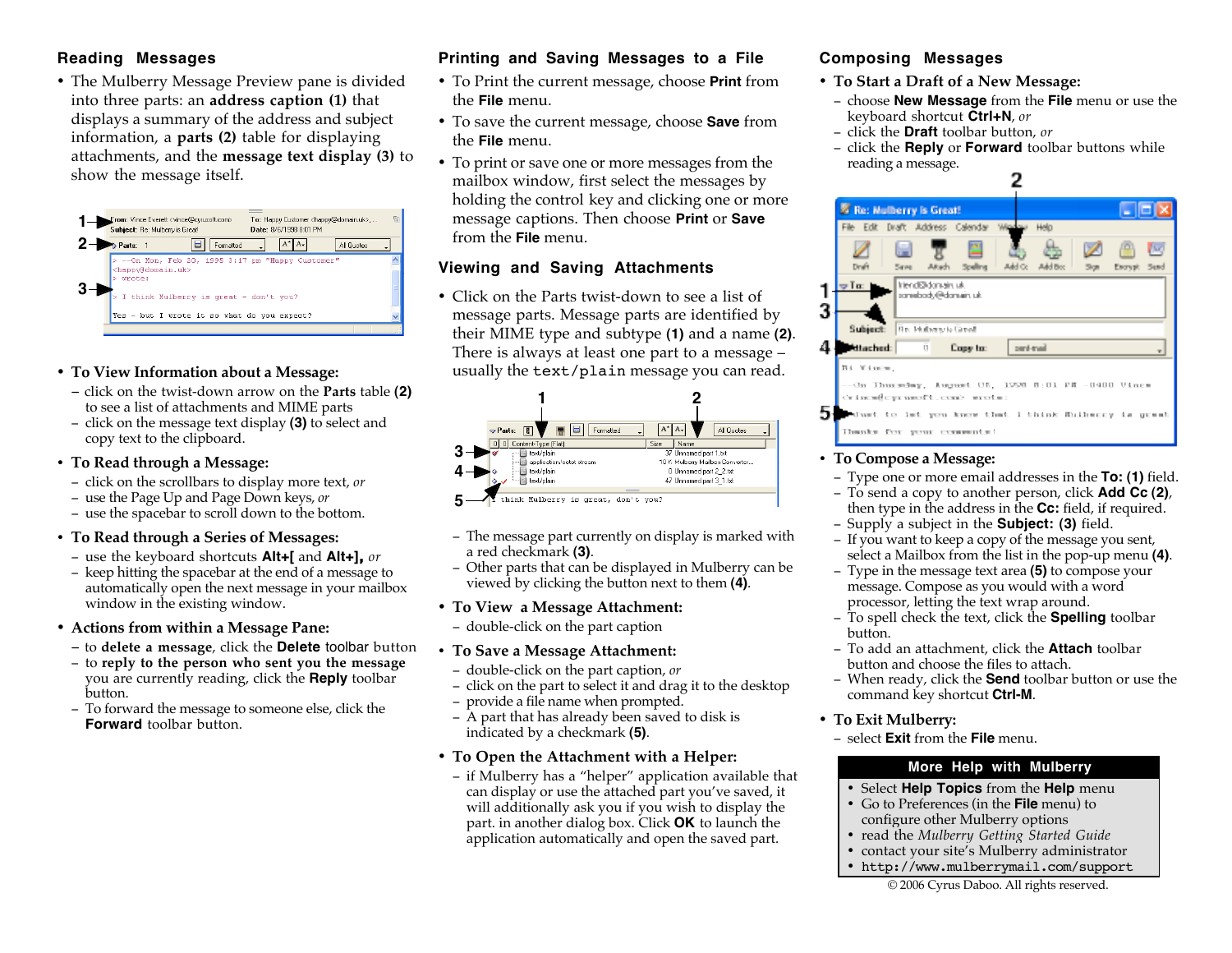## Reading Messages

- The Mulberry Message Preview pane is divided into three parts: an **address caption (1)** that displays a summary of the address and subject information, a **parts (2)** table for displaying attachments, and the **message text display (3)** to show the message itself.

- **To View Information about a Message:**
  - click on the twist-down arrow on the **Parts** table **(2)** to see a list of attachments and MIME parts
  - click on the message text display **(3)** to select and copy text to the clipboard.
- **To Read through a Message:**
  - click on the scrollbars to display more text, *or*
  - use the Page Up and Page Down keys, *or*
  - use the spacebar to scroll down to the bottom.
- **To Read through a Series of Messages:**
  - use the keyboard shortcuts **Alt+[** and **Alt+],** *or*
  - keep hitting the spacebar at the end of a message to automatically open the next message in your mailbox window in the existing window.
- **Actions from within a Message Pane:**
  - to **delete a message**, click the **Delete** toolbar button
  - to **reply to the person who sent you the message** you are currently reading, click the **Reply** toolbar button.
  - To forward the message to someone else, click the **Forward** toolbar button.

## Printing and Saving Messages to a File

- To Print the current message, choose **Print** from the **File** menu.
- To save the current message, choose **Save** from the **File** menu.
- To print or save one or more messages from the mailbox window, first select the messages by holding the control key and clicking one or more message captions. Then choose **Print** or **Save** from the **File** menu.

## Viewing and Saving Attachments

- Click on the Parts twist-down to see a list of message parts. Message parts are identified by their MIME type and subtype **(1)** and a name **(2)**. There is always at least one part to a message – usually the `text/plain` message you can read.

  - The message part currently on display is marked with a red checkmark **(3)**.
  - Other parts that can be displayed in Mulberry can be viewed by clicking the button next to them **(4)**.
- **To View a Message Attachment:**
  - double-click on the part caption
- **To Save a Message Attachment:**
  - double-click on the part caption, *or*
  - click on the part to select it and drag it to the desktop
  - provide a file name when prompted.
  - A part that has already been saved to disk is indicated by a checkmark **(5)**.
- **To Open the Attachment with a Helper:**
  - if Mulberry has a “helper” application available that can display or use the attached part you’ve saved, it will additionally ask you if you wish to display the part. in another dialog box. Click **OK** to launch the application automatically and open the saved part.

## Composing Messages

- **To Start a Draft of a New Message:**
  - choose **New Message** from the **File** menu or use the keyboard shortcut **Ctrl+N**, *or*
  - click the **Draft** toolbar button, *or*
  - click the **Reply** or **Forward** toolbar buttons while reading a message.

- **To Compose a Message:**
  - Type one or more email addresses in the **To: (1)** field.
  - To send a copy to another person, click **Add Cc (2)**, then type in the address in the **Cc:** field, if required.
  - Supply a subject in the **Subject: (3)** field.
  - If you want to keep a copy of the message you sent, select a Mailbox from the list in the pop-up menu **(4)**.
  - Type in the message text area **(5)** to compose your message. Compose as you would with a word processor, letting the text wrap around.
  - To spell check the text, click the **Spelling** toolbar button.
  - To add an attachment, click the **Attach** toolbar button and choose the files to attach.
  - When ready, click the **Send** toolbar button or use the command key shortcut **Ctrl-M**.
- **To Exit Mulberry:**
  - select **Exit** from the **File** menu.

**More Help with Mulberry**

- Select **Help Topics** from the **Help** menu
- Go to Preferences (in the **File** menu) to configure other Mulberry options
- read the *Mulberry Getting Started Guide*
- contact your site’s Mulberry administrator
- `http://www.mulberrymail.com/support`

© 2006 Cyrus Daboo. All rights reserved.